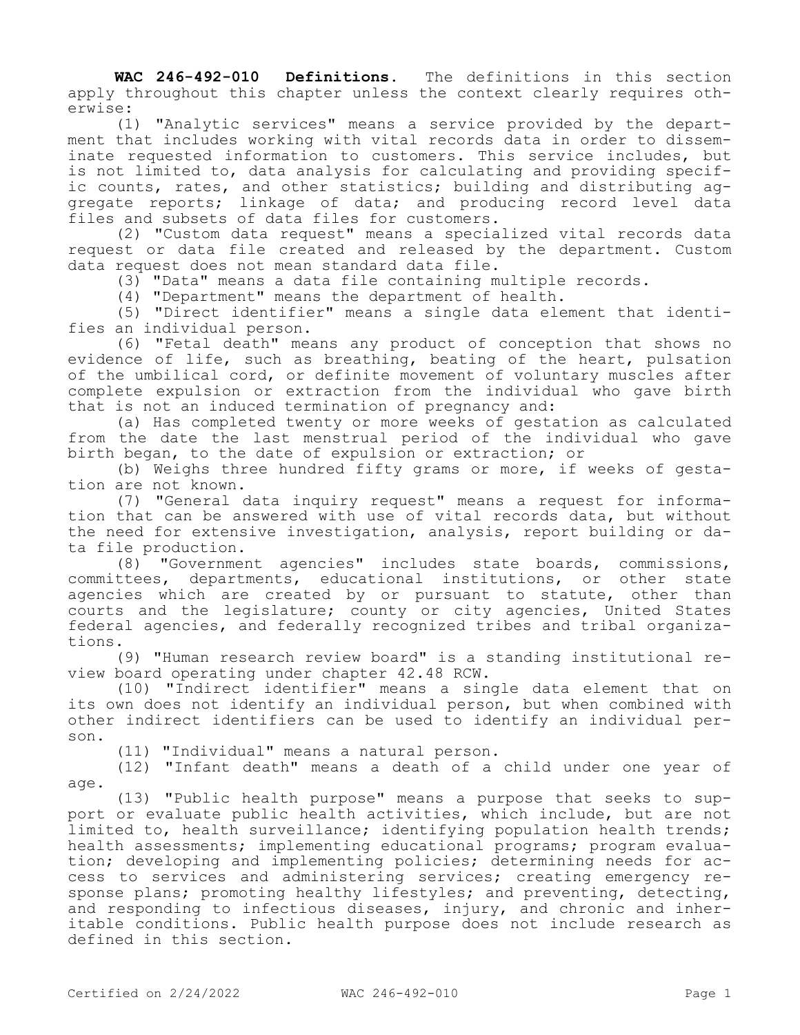**WAC 246-492-010 Definitions.** The definitions in this section apply throughout this chapter unless the context clearly requires otherwise:

(1) "Analytic services" means a service provided by the department that includes working with vital records data in order to disseminate requested information to customers. This service includes, but is not limited to, data analysis for calculating and providing specific counts, rates, and other statistics; building and distributing aggregate reports; linkage of data; and producing record level data files and subsets of data files for customers.

(2) "Custom data request" means a specialized vital records data request or data file created and released by the department. Custom data request does not mean standard data file.

(3) "Data" means a data file containing multiple records.

(4) "Department" means the department of health.

(5) "Direct identifier" means a single data element that identifies an individual person.

(6) "Fetal death" means any product of conception that shows no evidence of life, such as breathing, beating of the heart, pulsation of the umbilical cord, or definite movement of voluntary muscles after complete expulsion or extraction from the individual who gave birth that is not an induced termination of pregnancy and:

(a) Has completed twenty or more weeks of gestation as calculated from the date the last menstrual period of the individual who gave birth began, to the date of expulsion or extraction; or

(b) Weighs three hundred fifty grams or more, if weeks of gestation are not known.

(7) "General data inquiry request" means a request for information that can be answered with use of vital records data, but without the need for extensive investigation, analysis, report building or data file production.

(8) "Government agencies" includes state boards, commissions, committees, departments, educational institutions, or other state agencies which are created by or pursuant to statute, other than courts and the legislature; county or city agencies, United States federal agencies, and federally recognized tribes and tribal organizations.

(9) "Human research review board" is a standing institutional review board operating under chapter 42.48 RCW.

(10) "Indirect identifier" means a single data element that on its own does not identify an individual person, but when combined with other indirect identifiers can be used to identify an individual person.

(11) "Individual" means a natural person.

(12) "Infant death" means a death of a child under one year of age.

(13) "Public health purpose" means a purpose that seeks to support or evaluate public health activities, which include, but are not limited to, health surveillance; identifying population health trends; health assessments; implementing educational programs; program evaluation; developing and implementing policies; determining needs for access to services and administering services; creating emergency response plans; promoting healthy lifestyles; and preventing, detecting, and responding to infectious diseases, injury, and chronic and inheritable conditions. Public health purpose does not include research as defined in this section.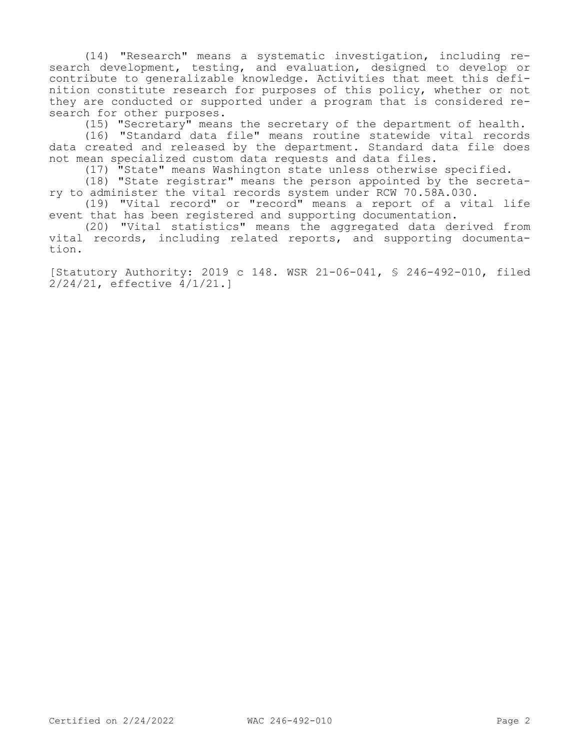(14) "Research" means a systematic investigation, including research development, testing, and evaluation, designed to develop or contribute to generalizable knowledge. Activities that meet this definition constitute research for purposes of this policy, whether or not they are conducted or supported under a program that is considered research for other purposes.

(15) "Secretary" means the secretary of the department of health.

(16) "Standard data file" means routine statewide vital records data created and released by the department. Standard data file does not mean specialized custom data requests and data files.

(17) "State" means Washington state unless otherwise specified.

(18) "State registrar" means the person appointed by the secretary to administer the vital records system under RCW 70.58A.030.

(19) "Vital record" or "record" means a report of a vital life event that has been registered and supporting documentation.

(20) "Vital statistics" means the aggregated data derived from vital records, including related reports, and supporting documentation.

[Statutory Authority: 2019 c 148. WSR 21-06-041, § 246-492-010, filed 2/24/21, effective 4/1/21.]